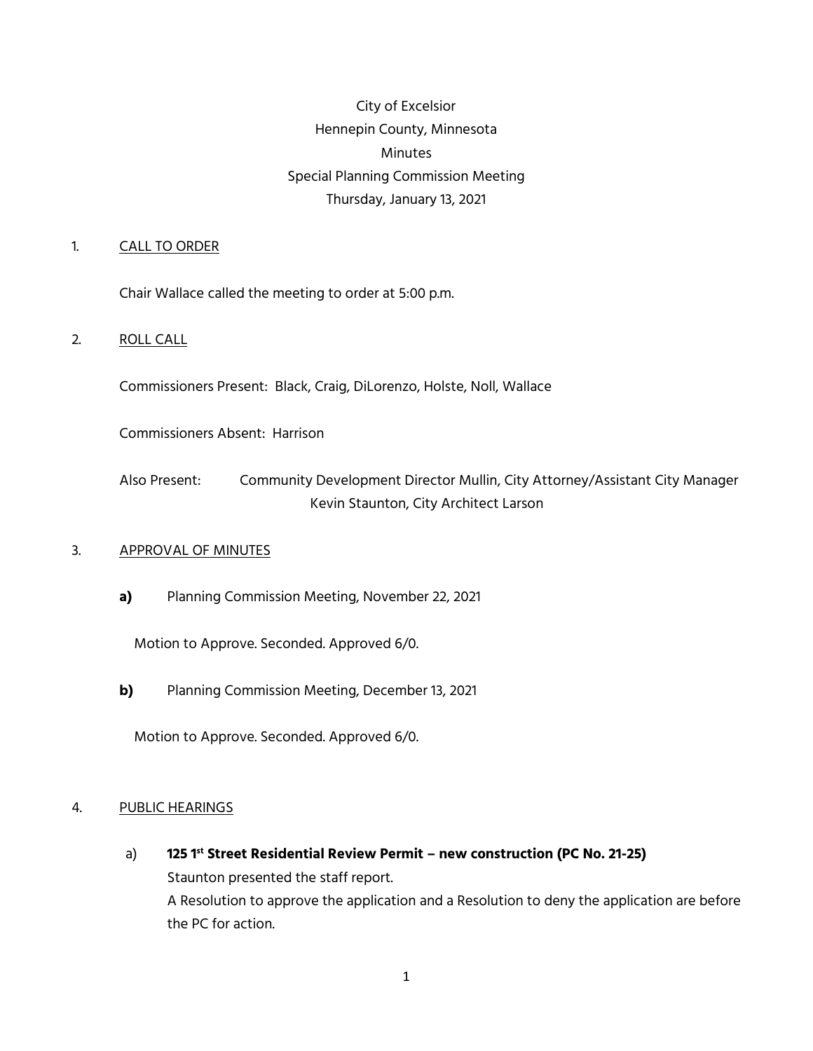City of Excelsior
Hennepin County, Minnesota
Minutes
Special Planning Commission Meeting
Thursday, January 13, 2021

1. CALL TO ORDER

Chair Wallace called the meeting to order at 5:00 p.m.

2. ROLL CALL

Commissioners Present: Black, Craig, DiLorenzo, Holste, Noll, Wallace

Commissioners Absent: Harrison

Also Present: Community Development Director Mullin, City Attorney/Assistant City Manager Kevin Staunton, City Architect Larson

3. APPROVAL OF MINUTES

**a)** Planning Commission Meeting, November 22, 2021

Motion to Approve. Seconded. Approved 6/0.

**b)** Planning Commission Meeting, December 13, 2021

Motion to Approve. Seconded. Approved 6/0.

4. PUBLIC HEARINGS

a) **125 1st Street Residential Review Permit – new construction (PC No. 21-25)**
Staunton presented the staff report.
A Resolution to approve the application and a Resolution to deny the application are before the PC for action.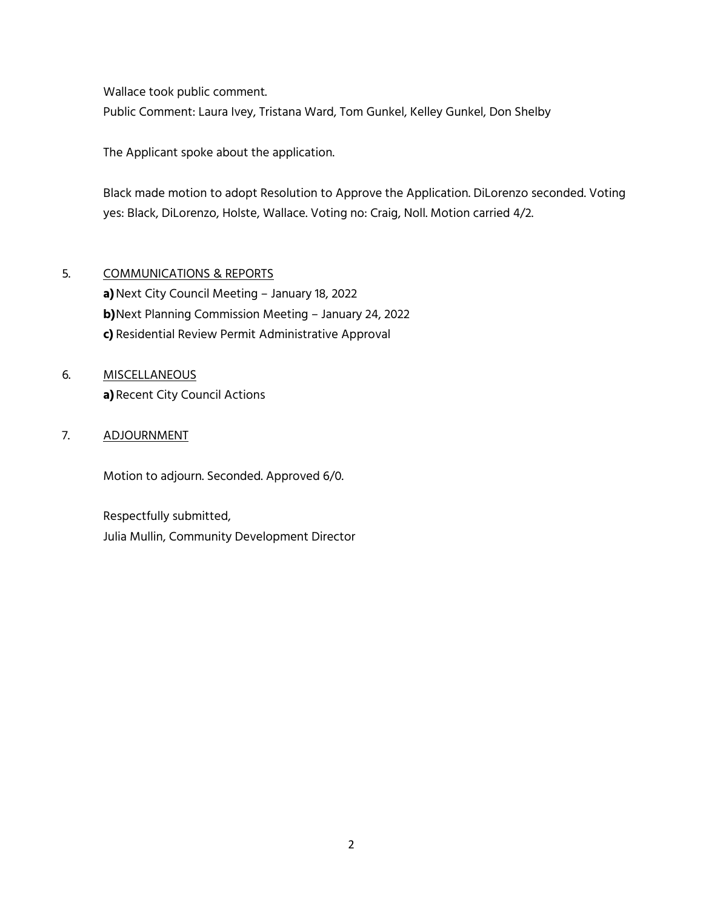Wallace took public comment.

Public Comment: Laura Ivey, Tristana Ward, Tom Gunkel, Kelley Gunkel, Don Shelby

The Applicant spoke about the application.

Black made motion to adopt Resolution to Approve the Application. DiLorenzo seconded. Voting yes: Black, DiLorenzo, Holste, Wallace. Voting no: Craig, Noll. Motion carried 4/2.

5. COMMUNICATIONS & REPORTS

**a)** Next City Council Meeting – January 18, 2022

**b)** Next Planning Commission Meeting – January 24, 2022

**c)** Residential Review Permit Administrative Approval

6. MISCELLANEOUS

**a)** Recent City Council Actions

7. ADJOURNMENT

Motion to adjourn. Seconded. Approved 6/0.

Respectfully submitted,

Julia Mullin, Community Development Director